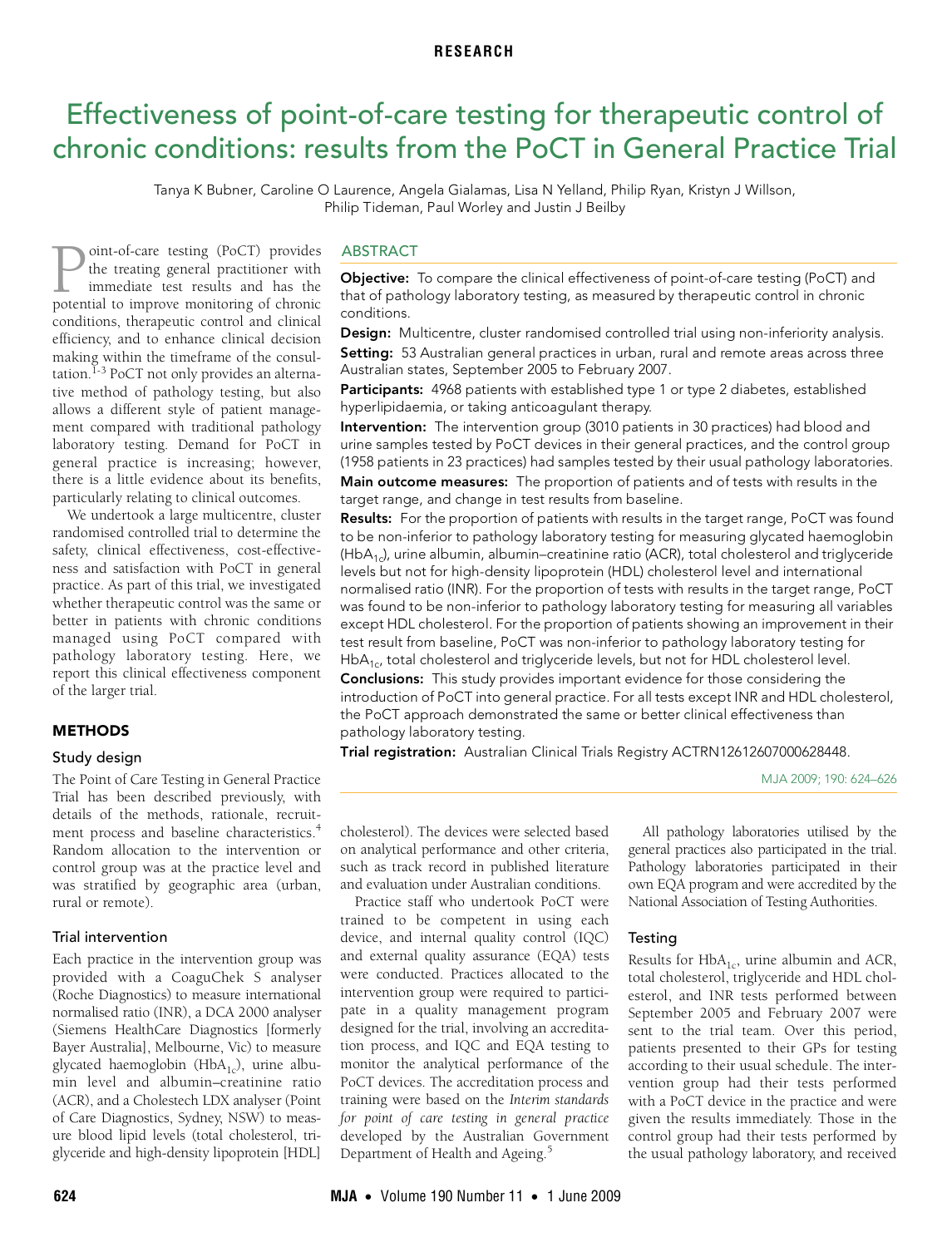RESEARCH

# Effectiveness of point-of-care testing for therapeutic control of chronic conditions: results from the PoCT in General Practice Trial

Tanya K Bubner, Caroline O Laurence, Angela Gialamas, Lisa N Yelland, Philip Ryan, Kristyn J Willson, Philip Tideman, Paul Worley and Justin J Beilby

## ABSTRACT

**Objective:** To compare the clinical effectiveness of point-of-care testing (PoCT) and that of pathology laboratory testing, as measured by therapeutic control in chronic conditions.

**Design:** Multicentre, cluster randomised controlled trial using non-inferiority analysis.

**Setting:** 53 Australian general practices in urban, rural and remote areas across three Australian states, September 2005 to February 2007.

**Participants:** 4968 patients with established type 1 or type 2 diabetes, established hyperlipidaemia, or taking anticoagulant therapy.

**Intervention:** The intervention group (3010 patients in 30 practices) had blood and urine samples tested by PoCT devices in their general practices, and the control group (1958 patients in 23 practices) had samples tested by their usual pathology laboratories.

**Main outcome measures:** The proportion of patients and of tests with results in the target range, and change in test results from baseline.

**Results:** For the proportion of patients with results in the target range, PoCT was found to be non-inferior to pathology laboratory testing for measuring glycated haemoglobin ($HbA_{1c}$), urine albumin, albumin–creatinine ratio (ACR), total cholesterol and triglyceride levels but not for high-density lipoprotein (HDL) cholesterol level and international normalised ratio (INR). For the proportion of tests with results in the target range, PoCT was found to be non-inferior to pathology laboratory testing for measuring all variables except HDL cholesterol. For the proportion of patients showing an improvement in their test result from baseline, PoCT was non-inferior to pathology laboratory testing for $HbA_{1c}$, total cholesterol and triglyceride levels, but not for HDL cholesterol level.

**Conclusions:** This study provides important evidence for those considering the introduction of PoCT into general practice. For all tests except INR and HDL cholesterol, the PoCT approach demonstrated the same or better clinical effectiveness than pathology laboratory testing.

**Trial registration:** Australian Clinical Trials Registry ACTRN12612607000628448.

MJA 2009; 190: 624–626

Point-of-care testing (PoCT) provides the treating general practitioner with immediate test results and has the potential to improve monitoring of chronic conditions, therapeutic control and clinical efficiency, and to enhance clinical decision making within the timeframe of the consultation.[1-3] PoCT not only provides an alternative method of pathology testing, but also allows a different style of patient management compared with traditional pathology laboratory testing. Demand for PoCT in general practice is increasing; however, there is a little evidence about its benefits, particularly relating to clinical outcomes.

We undertook a large multicentre, cluster randomised controlled trial to determine the safety, clinical effectiveness, cost-effectiveness and satisfaction with PoCT in general practice. As part of this trial, we investigated whether therapeutic control was the same or better in patients with chronic conditions managed using PoCT compared with pathology laboratory testing. Here, we report this clinical effectiveness component of the larger trial.

## METHODS

### Study design

The Point of Care Testing in General Practice Trial has been described previously, with details of the methods, rationale, recruitment process and baseline characteristics.[4] Random allocation to the intervention or control group was at the practice level and was stratified by geographic area (urban, rural or remote).

### Trial intervention

Each practice in the intervention group was provided with a CoaguChek S analyser (Roche Diagnostics) to measure international normalised ratio (INR), a DCA 2000 analyser (Siemens HealthCare Diagnostics [formerly Bayer Australia], Melbourne, Vic) to measure glycated haemoglobin ($HbA_{1c}$), urine albumin level and albumin–creatinine ratio (ACR), and a Cholestech LDX analyser (Point of Care Diagnostics, Sydney, NSW) to measure blood lipid levels (total cholesterol, triglyceride and high-density lipoprotein [HDL] cholesterol). The devices were selected based on analytical performance and other criteria, such as track record in published literature and evaluation under Australian conditions.

Practice staff who undertook PoCT were trained to be competent in using each device, and internal quality control (IQC) and external quality assurance (EQA) tests were conducted. Practices allocated to the intervention group were required to participate in a quality management program designed for the trial, involving an accreditation process, and IQC and EQA testing to monitor the analytical performance of the PoCT devices. The accreditation process and training were based on the *Interim standards for point of care testing in general practice* developed by the Australian Government Department of Health and Ageing.[5]

All pathology laboratories utilised by the general practices also participated in the trial. Pathology laboratories participated in their own EQA program and were accredited by the National Association of Testing Authorities.

### Testing

Results for $HbA_{1c}$, urine albumin and ACR, total cholesterol, triglyceride and HDL cholesterol, and INR tests performed between September 2005 and February 2007 were sent to the trial team. Over this period, patients presented to their GPs for testing according to their usual schedule. The intervention group had their tests performed with a PoCT device in the practice and were given the results immediately. Those in the control group had their tests performed by the usual pathology laboratory, and received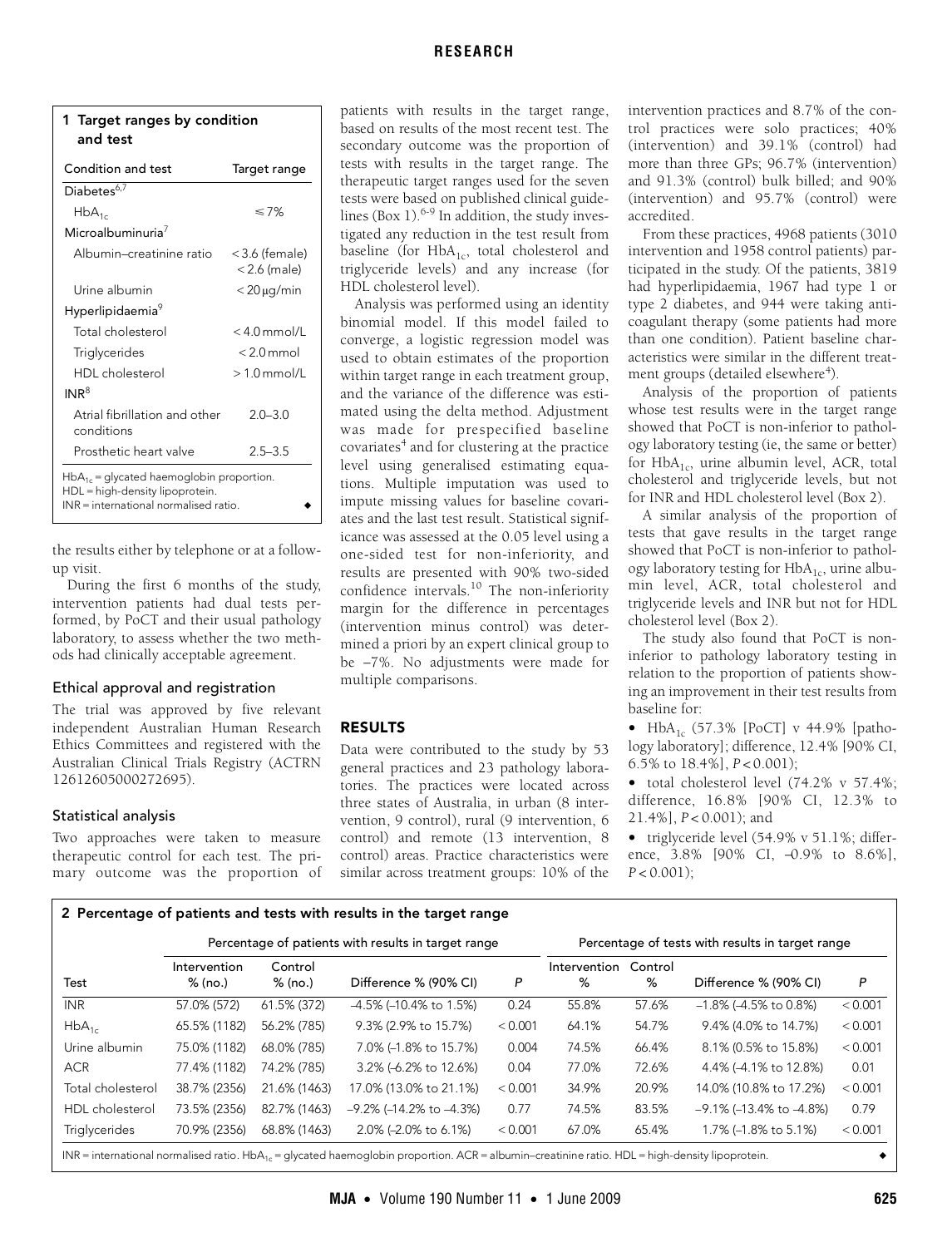**1 Target ranges by condition and test**

| Condition and test | Target range |
|---|---|
| Diabetes[6,7] | |
| $HbA_{1c}$ | ≤ 7% |
| Microalbuminuria[7] | |
| Albumin–creatinine ratio | < 3.6 (female) < 2.6 (male) |
| Urine albumin | < 20 μg/min |
| Hyperlipidaemia[9] | |
| Total cholesterol | < 4.0 mmol/L |
| Triglycerides | < 2.0 mmol |
| HDL cholesterol | > 1.0 mmol/L |
| INR[8] | |
| Atrial fibrillation and other conditions | 2.0–3.0 |
| Prosthetic heart valve | 2.5–3.5 |

$HbA_{1c}$ = glycated haemoglobin proportion. HDL = high-density lipoprotein. INR = international normalised ratio.

the results either by telephone or at a follow-up visit.

During the first 6 months of the study, intervention patients had dual tests performed, by PoCT and their usual pathology laboratory, to assess whether the two methods had clinically acceptable agreement.

### Ethical approval and registration

The trial was approved by five relevant independent Australian Human Research Ethics Committees and registered with the Australian Clinical Trials Registry (ACTRN 12612605000272695).

### Statistical analysis

Two approaches were taken to measure therapeutic control for each test. The primary outcome was the proportion of patients with results in the target range, based on results of the most recent test. The secondary outcome was the proportion of tests with results in the target range. The therapeutic target ranges used for the seven tests were based on published clinical guidelines (Box 1).[6-9] In addition, the study investigated any reduction in the test result from baseline (for $HbA_{1c}$, total cholesterol and triglyceride levels) and any increase (for HDL cholesterol level).

Analysis was performed using an identity binomial model. If this model failed to converge, a logistic regression model was used to obtain estimates of the proportion within target range in each treatment group, and the variance of the difference was estimated using the delta method. Adjustment was made for prespecified baseline covariates[4] and for clustering at the practice level using generalised estimating equations. Multiple imputation was used to impute missing values for baseline covariates and the last test result. Statistical significance was assessed at the 0.05 level using a one-sided test for non-inferiority, and results are presented with 90% two-sided confidence intervals.[10] The non-inferiority margin for the difference in percentages (intervention minus control) was determined a priori by an expert clinical group to be −7%. No adjustments were made for multiple comparisons.

## RESULTS

Data were contributed to the study by 53 general practices and 23 pathology laboratories. The practices were located across three states of Australia, in urban (8 intervention, 9 control), rural (9 intervention, 6 control) and remote (13 intervention, 8 control) areas. Practice characteristics were similar across treatment groups: 10% of the intervention practices and 8.7% of the control practices were solo practices; 40% (intervention) and 39.1% (control) had more than three GPs; 96.7% (intervention) and 91.3% (control) bulk billed; and 90% (intervention) and 95.7% (control) were accredited.

From these practices, 4968 patients (3010 intervention and 1958 control patients) participated in the study. Of the patients, 3819 had hyperlipidaemia, 1967 had type 1 or type 2 diabetes, and 944 were taking anticoagulant therapy (some patients had more than one condition). Patient baseline characteristics were similar in the different treatment groups (detailed elsewhere[4]).

Analysis of the proportion of patients whose test results were in the target range showed that PoCT is non-inferior to pathology laboratory testing (ie, the same or better) for $HbA_{1c}$, urine albumin level, ACR, total cholesterol and triglyceride levels, but not for INR and HDL cholesterol level (Box 2).

A similar analysis of the proportion of tests that gave results in the target range showed that PoCT is non-inferior to pathology laboratory testing for $HbA_{1c}$, urine albumin level, ACR, total cholesterol and triglyceride levels and INR but not for HDL cholesterol level (Box 2).

The study also found that PoCT is non-inferior to pathology laboratory testing in relation to the proportion of patients showing an improvement in their test results from baseline for:

- $HbA_{1c}$ (57.3% [PoCT] v 44.9% [pathology laboratory]; difference, 12.4% [90% CI, 6.5% to 18.4%], $P < 0.001$);
- total cholesterol level (74.2% v 57.4%; difference, 16.8% [90% CI, 12.3% to 21.4%], $P < 0.001$); and
- triglyceride level (54.9% v 51.1%; difference, 3.8% [90% CI, −0.9% to 8.6%], $P < 0.001$);

**2 Percentage of patients and tests with results in the target range**

| | Percentage of patients with results in target range | | | | Percentage of tests with results in target range | | | |
|---|---|---|---|---|---|---|---|---|
| Test | Intervention % (no.) | Control % (no.) | Difference % (90% CI) | P | Intervention % | Control % | Difference % (90% CI) | P |
| INR | 57.0% (572) | 61.5% (372) | −4.5% (−10.4% to 1.5%) | 0.24 | 55.8% | 57.6% | −1.8% (−4.5% to 0.8%) | < 0.001 |
| $HbA_{1c}$ | 65.5% (1182) | 56.2% (785) | 9.3% (2.9% to 15.7%) | < 0.001 | 64.1% | 54.7% | 9.4% (4.0% to 14.7%) | < 0.001 |
| Urine albumin | 75.0% (1182) | 68.0% (785) | 7.0% (−1.8% to 15.7%) | 0.004 | 74.5% | 66.4% | 8.1% (0.5% to 15.8%) | < 0.001 |
| ACR | 77.4% (1182) | 74.2% (785) | 3.2% (−6.2% to 12.6%) | 0.04 | 77.0% | 72.6% | 4.4% (−4.1% to 12.8%) | 0.01 |
| Total cholesterol | 38.7% (2356) | 21.6% (1463) | 17.0% (13.0% to 21.1%) | < 0.001 | 34.9% | 20.9% | 14.0% (10.8% to 17.2%) | < 0.001 |
| HDL cholesterol | 73.5% (2356) | 82.7% (1463) | −9.2% (−14.2% to −4.3%) | 0.77 | 74.5% | 83.5% | −9.1% (−13.4% to −4.8%) | 0.79 |
| Triglycerides | 70.9% (2356) | 68.8% (1463) | 2.0% (−2.0% to 6.1%) | < 0.001 | 67.0% | 65.4% | 1.7% (−1.8% to 5.1%) | < 0.001 |

INR = international normalised ratio. $HbA_{1c}$ = glycated haemoglobin proportion. ACR = albumin–creatinine ratio. HDL = high-density lipoprotein.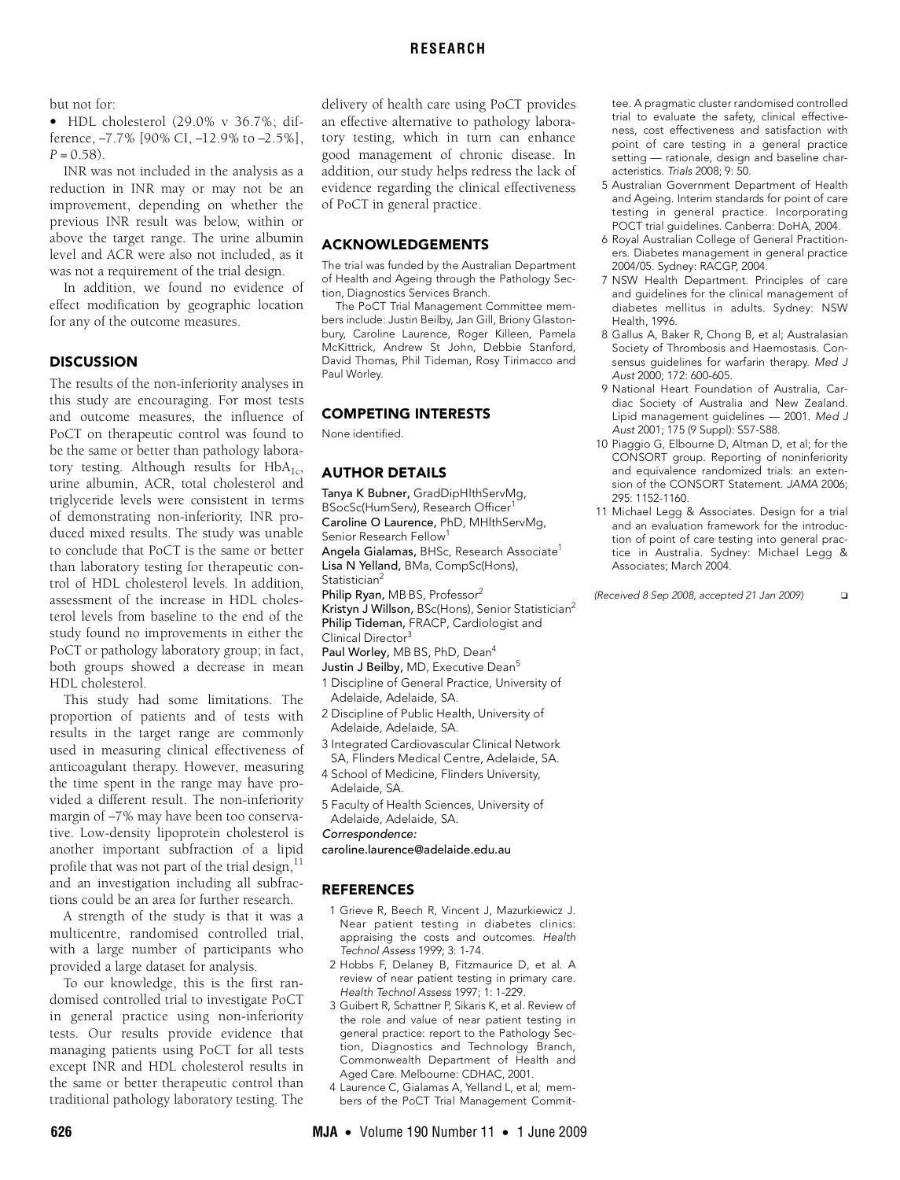but not for:

- HDL cholesterol (29.0% v 36.7%; difference, –7.7% [90% CI, –12.9% to –2.5%], $P = 0.58$).

INR was not included in the analysis as a reduction in INR may or may not be an improvement, depending on whether the previous INR result was below, within or above the target range. The urine albumin level and ACR were also not included, as it was not a requirement of the trial design.

In addition, we found no evidence of effect modification by geographic location for any of the outcome measures.

## DISCUSSION

The results of the non-inferiority analyses in this study are encouraging. For most tests and outcome measures, the influence of PoCT on therapeutic control was found to be the same or better than pathology laboratory testing. Although results for $HbA_{1c}$, urine albumin, ACR, total cholesterol and triglyceride levels were consistent in terms of demonstrating non-inferiority, INR produced mixed results. The study was unable to conclude that PoCT is the same or better than laboratory testing for therapeutic control of HDL cholesterol levels. In addition, assessment of the increase in HDL cholesterol levels from baseline to the end of the study found no improvements in either the PoCT or pathology laboratory group; in fact, both groups showed a decrease in mean HDL cholesterol.

This study had some limitations. The proportion of patients and of tests with results in the target range are commonly used in measuring clinical effectiveness of anticoagulant therapy. However, measuring the time spent in the range may have provided a different result. The non-inferiority margin of –7% may have been too conservative. Low-density lipoprotein cholesterol is another important subfraction of a lipid profile that was not part of the trial design,[11] and an investigation including all subfractions could be an area for further research.

A strength of the study is that it was a multicentre, randomised controlled trial, with a large number of participants who provided a large dataset for analysis.

To our knowledge, this is the first randomised controlled trial to investigate PoCT in general practice using non-inferiority tests. Our results provide evidence that managing patients using PoCT for all tests except INR and HDL cholesterol results in the same or better therapeutic control than traditional pathology laboratory testing. The delivery of health care using PoCT provides an effective alternative to pathology laboratory testing, which in turn can enhance good management of chronic disease. In addition, our study helps redress the lack of evidence regarding the clinical effectiveness of PoCT in general practice.

## ACKNOWLEDGEMENTS

The trial was funded by the Australian Department of Health and Ageing through the Pathology Section, Diagnostics Services Branch.

The PoCT Trial Management Committee members include: Justin Beilby, Jan Gill, Briony Glastonbury, Caroline Laurence, Roger Killeen, Pamela McKittrick, Andrew St John, Debbie Stanford, David Thomas, Phil Tideman, Rosy Tirimacco and Paul Worley.

## COMPETING INTERESTS

None identified.

## AUTHOR DETAILS

**Tanya K Bubner,** GradDipHlthServMg, BSocSc(HumServ), Research Officer[1]
**Caroline O Laurence,** PhD, MHlthServMg, Senior Research Fellow[1]
**Angela Gialamas,** BHSc, Research Associate[1]
**Lisa N Yelland,** BMa, CompSc(Hons), Statistician[2]
**Philip Ryan,** MB BS, Professor[2]
**Kristyn J Willson,** BSc(Hons), Senior Statistician[2]
**Philip Tideman,** FRACP, Cardiologist and Clinical Director[3]
**Paul Worley,** MB BS, PhD, Dean[4]
**Justin J Beilby,** MD, Executive Dean[5]

1 Discipline of General Practice, University of Adelaide, Adelaide, SA.
2 Discipline of Public Health, University of Adelaide, Adelaide, SA.
3 Integrated Cardiovascular Clinical Network SA, Flinders Medical Centre, Adelaide, SA.
4 School of Medicine, Flinders University, Adelaide, SA.
5 Faculty of Health Sciences, University of Adelaide, Adelaide, SA.

*Correspondence:* caroline.laurence@adelaide.edu.au

## REFERENCES

1. Grieve R, Beech R, Vincent J, Mazurkiewicz J. Near patient testing in diabetes clinics: appraising the costs and outcomes. *Health Technol Assess* 1999; 3: 1-74.
2. Hobbs F, Delaney B, Fitzmaurice D, et al. A review of near patient testing in primary care. *Health Technol Assess* 1997; 1: 1-229.
3. Guibert R, Schattner P, Sikaris K, et al. Review of the role and value of near patient testing in general practice: report to the Pathology Section, Diagnostics and Technology Branch, Commonwealth Department of Health and Aged Care. Melbourne: CDHAC, 2001.
4. Laurence C, Gialamas A, Yelland L, et al; members of the PoCT Trial Management Committee. A pragmatic cluster randomised controlled trial to evaluate the safety, clinical effectiveness, cost effectiveness and satisfaction with point of care testing in a general practice setting — rationale, design and baseline characteristics. *Trials* 2008; 9: 50.
5. Australian Government Department of Health and Ageing. Interim standards for point of care testing in general practice. Incorporating POCT trial guidelines. Canberra: DoHA, 2004.
6. Royal Australian College of General Practitioners. Diabetes management in general practice 2004/05. Sydney: RACGP, 2004.
7. NSW Health Department. Principles of care and guidelines for the clinical management of diabetes mellitus in adults. Sydney: NSW Health, 1996.
8. Gallus A, Baker R, Chong B, et al; Australasian Society of Thrombosis and Haemostasis. Consensus guidelines for warfarin therapy. *Med J Aust* 2000; 172: 600-605.
9. National Heart Foundation of Australia, Cardiac Society of Australia and New Zealand. Lipid management guidelines — 2001. *Med J Aust* 2001; 175 (9 Suppl): S57-S88.
10. Piaggio G, Elbourne D, Altman D, et al; for the CONSORT group. Reporting of noninferiority and equivalence randomized trials: an extension of the CONSORT Statement. *JAMA* 2006; 295: 1152-1160.
11. Michael Legg & Associates. Design for a trial and an evaluation framework for the introduction of point of care testing into general practice in Australia. Sydney: Michael Legg & Associates; March 2004.

*(Received 8 Sep 2008, accepted 21 Jan 2009)*